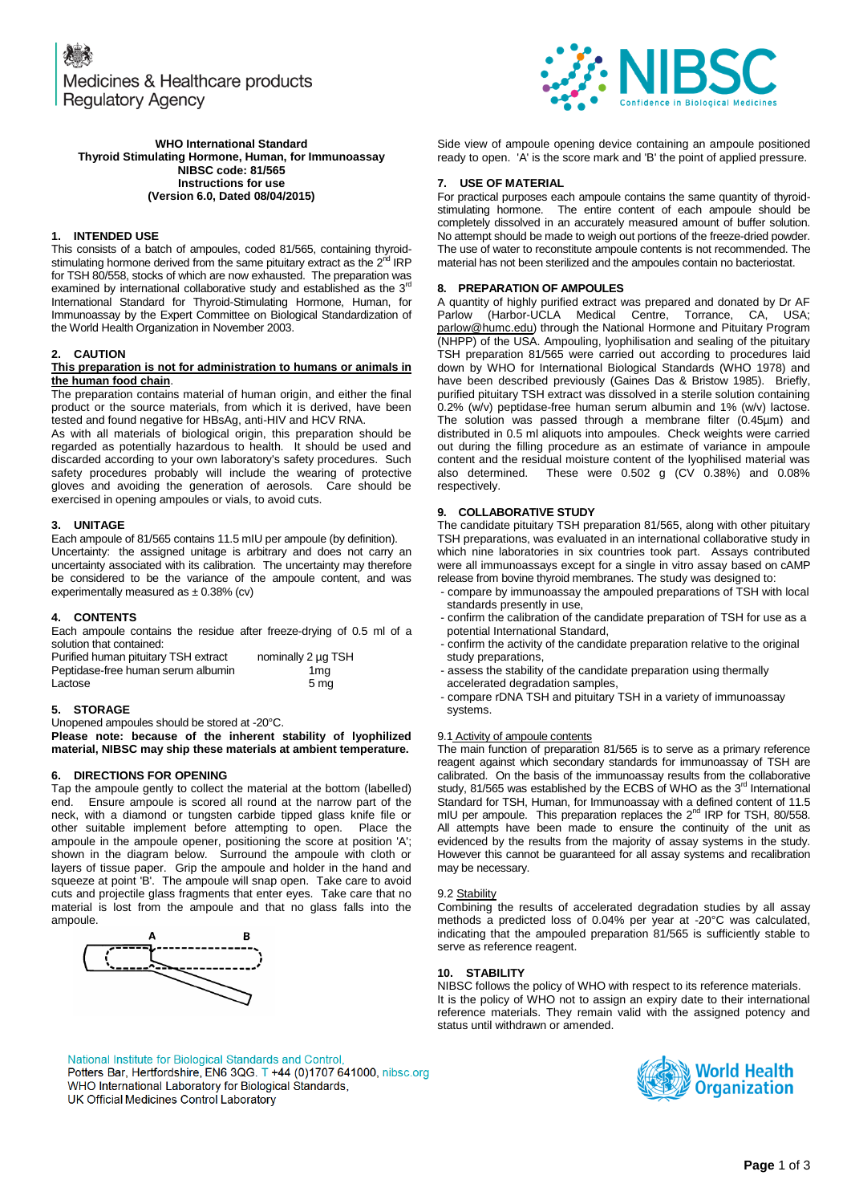Medicines & Healthcare products Regulatory Agency

NIBSC Confidence in Biological Medicines

**WHO International Standard**
**Thyroid Stimulating Hormone, Human, for Immunoassay**
**NIBSC code: 81/565**
**Instructions for use**
**(Version 6.0, Dated 08/04/2015)**

## 1. INTENDED USE

This consists of a batch of ampoules, coded 81/565, containing thyroid-stimulating hormone derived from the same pituitary extract as the 2nd IRP for TSH 80/558, stocks of which are now exhausted. The preparation was examined by international collaborative study and established as the 3rd International Standard for Thyroid-Stimulating Hormone, Human, for Immunoassay by the Expert Committee on Biological Standardization of the World Health Organization in November 2003.

## 2. CAUTION

**This preparation is not for administration to humans or animals in the human food chain.**

The preparation contains material of human origin, and either the final product or the source materials, from which it is derived, have been tested and found negative for HBsAg, anti-HIV and HCV RNA.

As with all materials of biological origin, this preparation should be regarded as potentially hazardous to health. It should be used and discarded according to your own laboratory's safety procedures. Such safety procedures probably will include the wearing of protective gloves and avoiding the generation of aerosols. Care should be exercised in opening ampoules or vials, to avoid cuts.

## 3. UNITAGE

Each ampoule of 81/565 contains 11.5 mIU per ampoule (by definition).

Uncertainty: the assigned unitage is arbitrary and does not carry an uncertainty associated with its calibration. The uncertainty may therefore be considered to be the variance of the ampoule content, and was experimentally measured as ± 0.38% (cv)

## 4. CONTENTS

Each ampoule contains the residue after freeze-drying of 0.5 ml of a solution that contained:

| | |
|---|---|
| Purified human pituitary TSH extract | nominally 2 µg TSH |
| Peptidase-free human serum albumin | 1mg |
| Lactose | 5 mg |

## 5. STORAGE

Unopened ampoules should be stored at -20°C.

**Please note: because of the inherent stability of lyophilized material, NIBSC may ship these materials at ambient temperature.**

## 6. DIRECTIONS FOR OPENING

Tap the ampoule gently to collect the material at the bottom (labelled) end. Ensure ampoule is scored all round at the narrow part of the neck, with a diamond or tungsten carbide tipped glass knife file or other suitable implement before attempting to open. Place the ampoule in the ampoule opener, positioning the score at position 'A'; shown in the diagram below. Surround the ampoule with cloth or layers of tissue paper. Grip the ampoule and holder in the hand and squeeze at point 'B'. The ampoule will snap open. Take care to avoid cuts and projectile glass fragments that enter eyes. Take care that no material is lost from the ampoule and that no glass falls into the ampoule.

Side view of ampoule opening device containing an ampoule positioned ready to open. 'A' is the score mark and 'B' the point of applied pressure.

## 7. USE OF MATERIAL

For practical purposes each ampoule contains the same quantity of thyroid-stimulating hormone. The entire content of each ampoule should be completely dissolved in an accurately measured amount of buffer solution. No attempt should be made to weigh out portions of the freeze-dried powder. The use of water to reconstitute ampoule contents is not recommended. The material has not been sterilized and the ampoules contain no bacteriostat.

## 8. PREPARATION OF AMPOULES

A quantity of highly purified extract was prepared and donated by Dr AF Parlow (Harbor-UCLA Medical Centre, Torrance, CA, USA; parlow@humc.edu) through the National Hormone and Pituitary Program (NHPP) of the USA. Ampouling, lyophilisation and sealing of the pituitary TSH preparation 81/565 were carried out according to procedures laid down by WHO for International Biological Standards (WHO 1978) and have been described previously (Gaines Das & Bristow 1985). Briefly, purified pituitary TSH extract was dissolved in a sterile solution containing 0.2% (w/v) peptidase-free human serum albumin and 1% (w/v) lactose. The solution was passed through a membrane filter (0.45µm) and distributed in 0.5 ml aliquots into ampoules. Check weights were carried out during the filling procedure as an estimate of variance in ampoule content and the residual moisture content of the lyophilised material was also determined. These were 0.502 g (CV 0.38%) and 0.08% respectively.

## 9. COLLABORATIVE STUDY

The candidate pituitary TSH preparation 81/565, along with other pituitary TSH preparations, was evaluated in an international collaborative study in which nine laboratories in six countries took part. Assays contributed were all immunoassays except for a single in vitro assay based on cAMP release from bovine thyroid membranes. The study was designed to:

- compare by immunoassay the ampouled preparations of TSH with local standards presently in use,
- confirm the calibration of the candidate preparation of TSH for use as a potential International Standard,
- confirm the activity of the candidate preparation relative to the original study preparations,
- assess the stability of the candidate preparation using thermally accelerated degradation samples,
- compare rDNA TSH and pituitary TSH in a variety of immunoassay systems.

### 9.1 Activity of ampoule contents

The main function of preparation 81/565 is to serve as a primary reference reagent against which secondary standards for immunoassay of TSH are calibrated. On the basis of the immunoassay results from the collaborative study, 81/565 was established by the ECBS of WHO as the 3rd International Standard for TSH, Human, for Immunoassay with a defined content of 11.5 mIU per ampoule. This preparation replaces the 2nd IRP for TSH, 80/558. All attempts have been made to ensure the continuity of the unit as evidenced by the results from the majority of assay systems in the study. However this cannot be guaranteed for all assay systems and recalibration may be necessary.

### 9.2 Stability

Combining the results of accelerated degradation studies by all assay methods a predicted loss of 0.04% per year at -20°C was calculated, indicating that the ampouled preparation 81/565 is sufficiently stable to serve as reference reagent.

## 10. STABILITY

NIBSC follows the policy of WHO with respect to its reference materials.

It is the policy of WHO not to assign an expiry date to their international reference materials. They remain valid with the assigned potency and status until withdrawn or amended.

National Institute for Biological Standards and Control,
Potters Bar, Hertfordshire, EN6 3QG. T +44 (0)1707 641000, nibsc.org
WHO International Laboratory for Biological Standards,
UK Official Medicines Control Laboratory

World Health Organization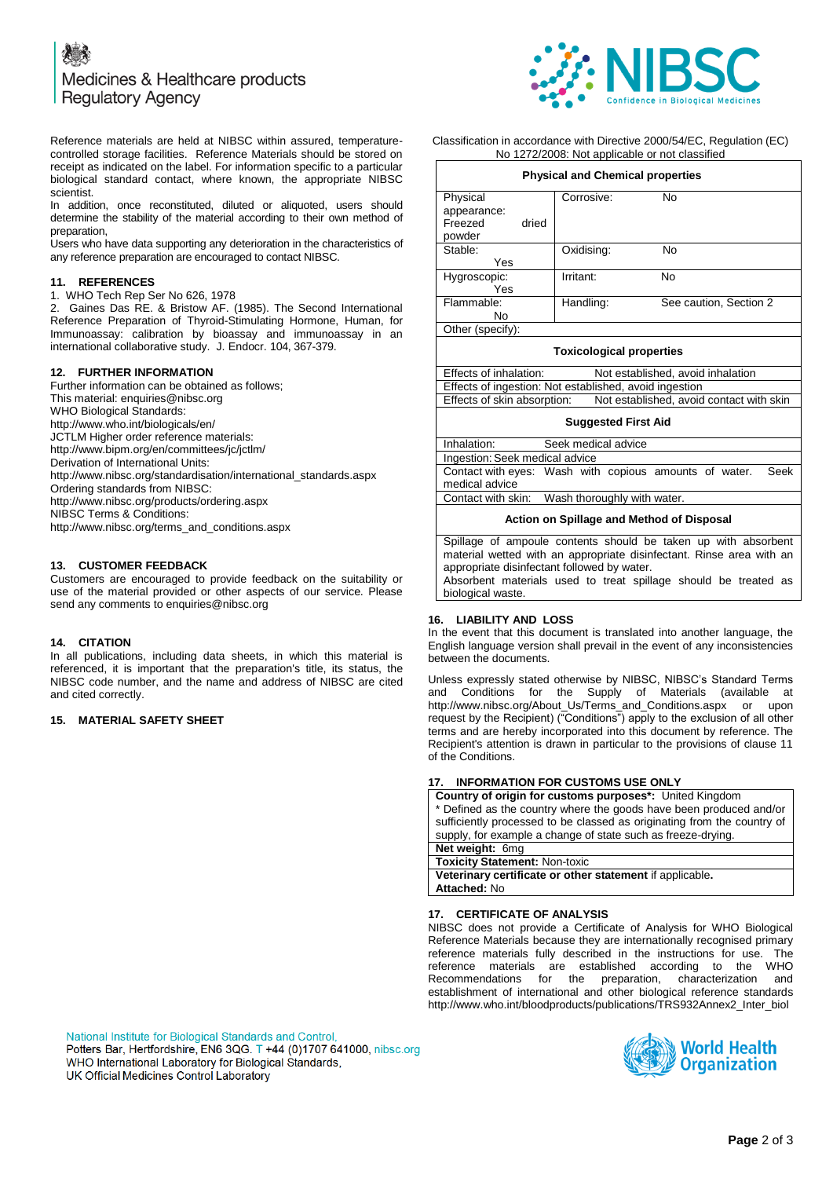Reference materials are held at NIBSC within assured, temperature-controlled storage facilities. Reference Materials should be stored on receipt as indicated on the label. For information specific to a particular biological standard contact, where known, the appropriate NIBSC scientist.

In addition, once reconstituted, diluted or aliquoted, users should determine the stability of the material according to their own method of preparation,

Users who have data supporting any deterioration in the characteristics of any reference preparation are encouraged to contact NIBSC.

## 11. REFERENCES

1. WHO Tech Rep Ser No 626, 1978
2. Gaines Das RE. & Bristow AF. (1985). The Second International Reference Preparation of Thyroid-Stimulating Hormone, Human, for Immunoassay: calibration by bioassay and immunoassay in an international collaborative study. J. Endocr. 104, 367-379.

## 12. FURTHER INFORMATION

Further information can be obtained as follows;
This material: enquiries@nibsc.org
WHO Biological Standards:
http://www.who.int/biologicals/en/
JCTLM Higher order reference materials:
http://www.bipm.org/en/committees/jc/jctlm/
Derivation of International Units:
http://www.nibsc.org/standardisation/international_standards.aspx
Ordering standards from NIBSC:
http://www.nibsc.org/products/ordering.aspx
NIBSC Terms & Conditions:
http://www.nibsc.org/terms_and_conditions.aspx

## 13. CUSTOMER FEEDBACK

Customers are encouraged to provide feedback on the suitability or use of the material provided or other aspects of our service. Please send any comments to enquiries@nibsc.org

## 14. CITATION

In all publications, including data sheets, in which this material is referenced, it is important that the preparation's title, its status, the NIBSC code number, and the name and address of NIBSC are cited and cited correctly.

## 15. MATERIAL SAFETY SHEET

Classification in accordance with Directive 2000/54/EC, Regulation (EC) No 1272/2008: Not applicable or not classified

| **Physical and Chemical properties** | | |
|---|---|---|
| Physical appearance: Freezed dried powder | Corrosive: | No |
| Stable: Yes | Oxidising: | No |
| Hygroscopic: Yes | Irritant: | No |
| Flammable: No | Handling: | See caution, Section 2 |
| Other (specify): | | |

| **Toxicological properties** | |
|---|---|
| Effects of inhalation: | Not established, avoid inhalation |
| Effects of ingestion: | Not established, avoid ingestion |
| Effects of skin absorption: | Not established, avoid contact with skin |

| **Suggested First Aid** | |
|---|---|
| Inhalation: | Seek medical advice |
| Ingestion: | Seek medical advice |
| Contact with eyes: | Wash with copious amounts of water. Seek medical advice |
| Contact with skin: | Wash thoroughly with water. |

| **Action on Spillage and Method of Disposal** |
|---|
| Spillage of ampoule contents should be taken up with absorbent material wetted with an appropriate disinfectant. Rinse area with an appropriate disinfectant followed by water. Absorbent materials used to treat spillage should be treated as biological waste. |

## 16. LIABILITY AND LOSS

In the event that this document is translated into another language, the English language version shall prevail in the event of any inconsistencies between the documents.

Unless expressly stated otherwise by NIBSC, NIBSC's Standard Terms and Conditions for the Supply of Materials (available at http://www.nibsc.org/About_Us/Terms_and_Conditions.aspx or upon request by the Recipient) ("Conditions") apply to the exclusion of all other terms and are hereby incorporated into this document by reference. The Recipient's attention is drawn in particular to the provisions of clause 11 of the Conditions.

## 17. INFORMATION FOR CUSTOMS USE ONLY

| **Country of origin for customs purposes\*:** United Kingdom<br>\* Defined as the country where the goods have been produced and/or sufficiently processed to be classed as originating from the country of supply, for example a change of state such as freeze-drying. |
|---|
| **Net weight:** 6mg |
| **Toxicity Statement:** Non-toxic |
| **Veterinary certificate or other statement** if applicable.<br>**Attached:** No |

## 17. CERTIFICATE OF ANALYSIS

NIBSC does not provide a Certificate of Analysis for WHO Biological Reference Materials because they are internationally recognised primary reference materials fully described in the instructions for use. The reference materials are established according to the WHO Recommendations for the preparation, characterization and establishment of international and other biological reference standards http://www.who.int/bloodproducts/publications/TRS932Annex2_Inter_biol

National Institute for Biological Standards and Control,
Potters Bar, Hertfordshire, EN6 3QG. T +44 (0)1707 641000, nibsc.org
WHO International Laboratory for Biological Standards,
UK Official Medicines Control Laboratory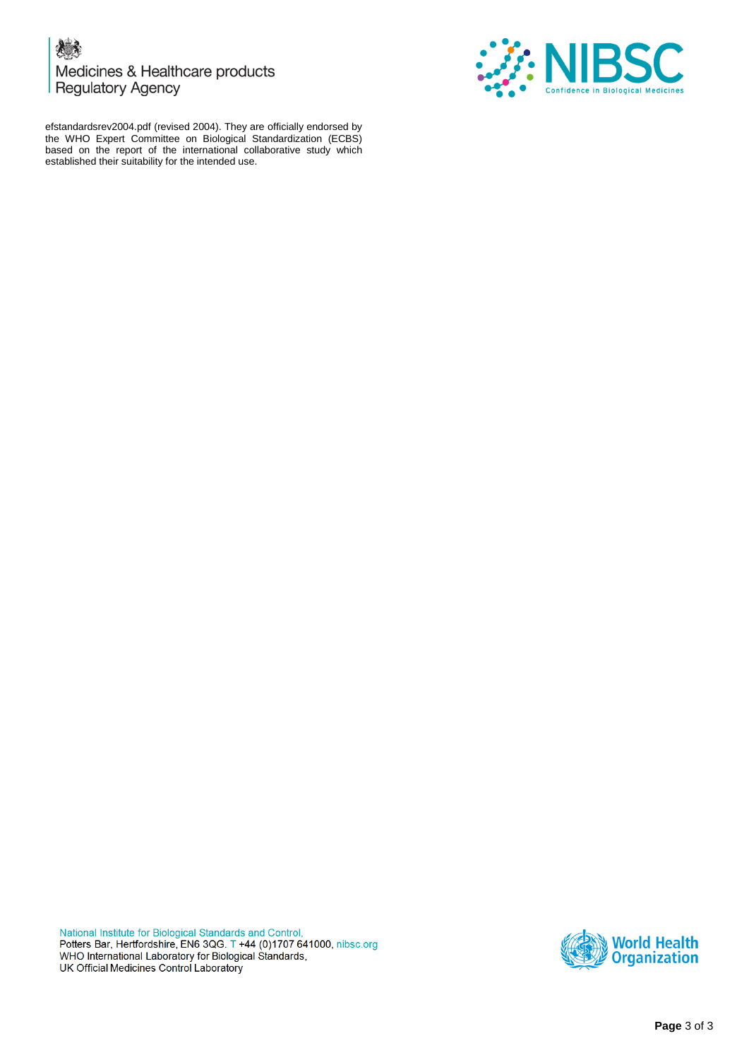efstandardsrev2004.pdf (revised 2004). They are officially endorsed by the WHO Expert Committee on Biological Standardization (ECBS) based on the report of the international collaborative study which established their suitability for the intended use.